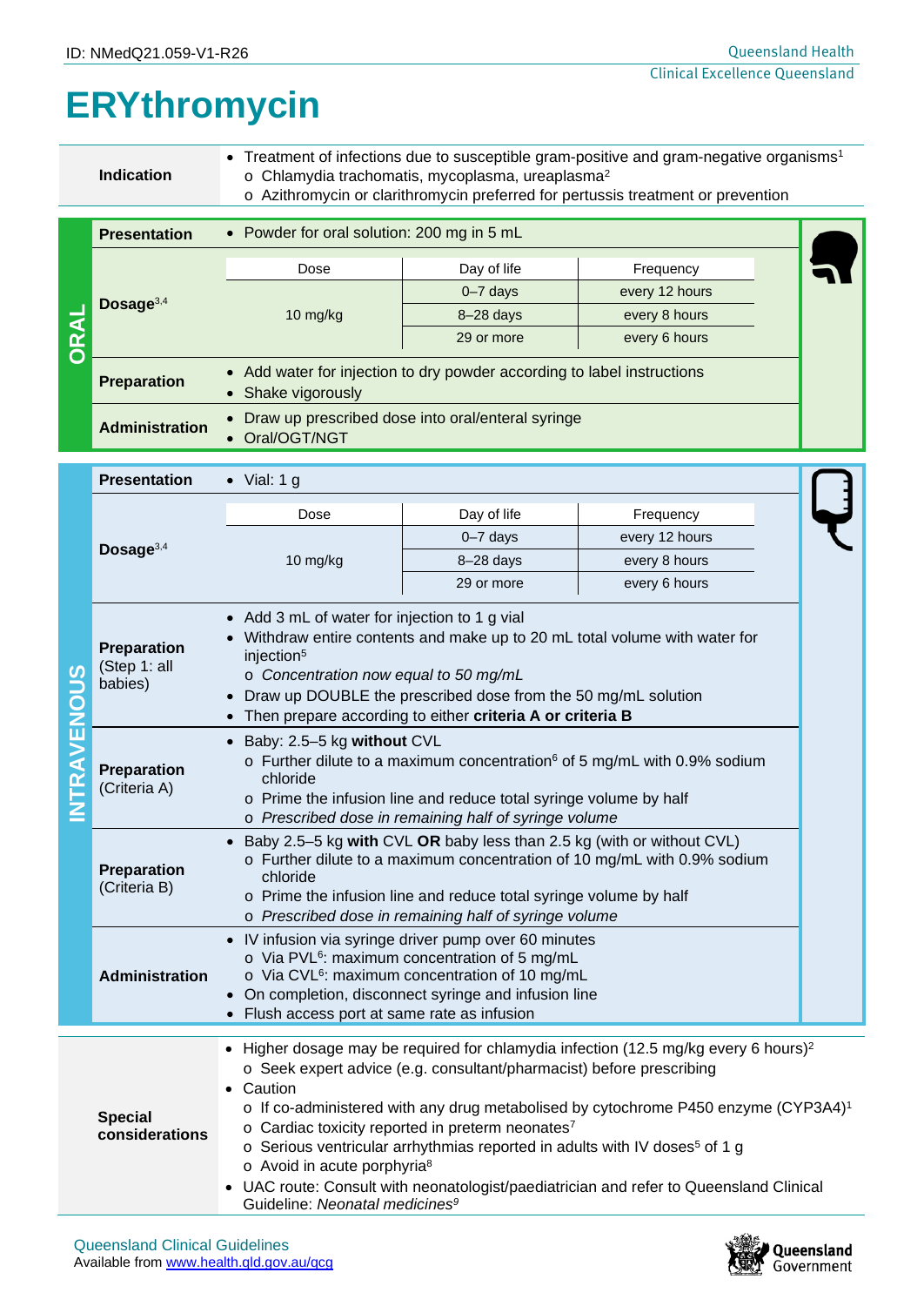ID: NMedQ21.059-V1-R26

# ERYthromycin

**Indication**

- Treatment of infections due to susceptible gram-positive and gram-negative organisms[1]
  - Chlamydia trachomatis, mycoplasma, ureaplasma[2]
  - Azithromycin or clarithromycin preferred for pertussis treatment or prevention

## ORAL

**Presentation**

- Powder for oral solution: 200 mg in 5 mL

**Dosage[3,4]**

| Dose | Day of life | Frequency |
|---|---|---|
| 10 mg/kg | 0–7 days | every 12 hours |
| | 8–28 days | every 8 hours |
| | 29 or more | every 6 hours |

**Preparation**

- Add water for injection to dry powder according to label instructions
- Shake vigorously

**Administration**

- Draw up prescribed dose into oral/enteral syringe
- Oral/OGT/NGT

## INTRAVENOUS

**Presentation**

- Vial: 1 g

**Dosage[3,4]**

| Dose | Day of life | Frequency |
|---|---|---|
| 10 mg/kg | 0–7 days | every 12 hours |
| | 8–28 days | every 8 hours |
| | 29 or more | every 6 hours |

**Preparation (Step 1: all babies)**

- Add 3 mL of water for injection to 1 g vial
- Withdraw entire contents and make up to 20 mL total volume with water for injection[5]
  - *Concentration now equal to 50 mg/mL*
- Draw up DOUBLE the prescribed dose from the 50 mg/mL solution
- Then prepare according to either **criteria A or criteria B**

**Preparation (Criteria A)**

- Baby: 2.5–5 kg **without** CVL
  - Further dilute to a maximum concentration[6] of 5 mg/mL with 0.9% sodium chloride
  - Prime the infusion line and reduce total syringe volume by half
  - *Prescribed dose in remaining half of syringe volume*

**Preparation (Criteria B)**

- Baby 2.5–5 kg **with** CVL **OR** baby less than 2.5 kg (with or without CVL)
  - Further dilute to a maximum concentration of 10 mg/mL with 0.9% sodium chloride
  - Prime the infusion line and reduce total syringe volume by half
  - *Prescribed dose in remaining half of syringe volume*

**Administration**

- IV infusion via syringe driver pump over 60 minutes
  - Via PVL[6]: maximum concentration of 5 mg/mL
  - Via CVL[6]: maximum concentration of 10 mg/mL
- On completion, disconnect syringe and infusion line
- Flush access port at same rate as infusion

**Special considerations**

- Higher dosage may be required for chlamydia infection (12.5 mg/kg every 6 hours)[2]
  - Seek expert advice (e.g. consultant/pharmacist) before prescribing
- Caution
  - If co-administered with any drug metabolised by cytochrome P450 enzyme (CYP3A4)[1]
  - Cardiac toxicity reported in preterm neonates[7]
  - Serious ventricular arrhythmias reported in adults with IV doses[5] of 1 g
  - Avoid in acute porphyria[8]
- UAC route: Consult with neonatologist/paediatrician and refer to Queensland Clinical Guideline: *Neonatal medicines[9]*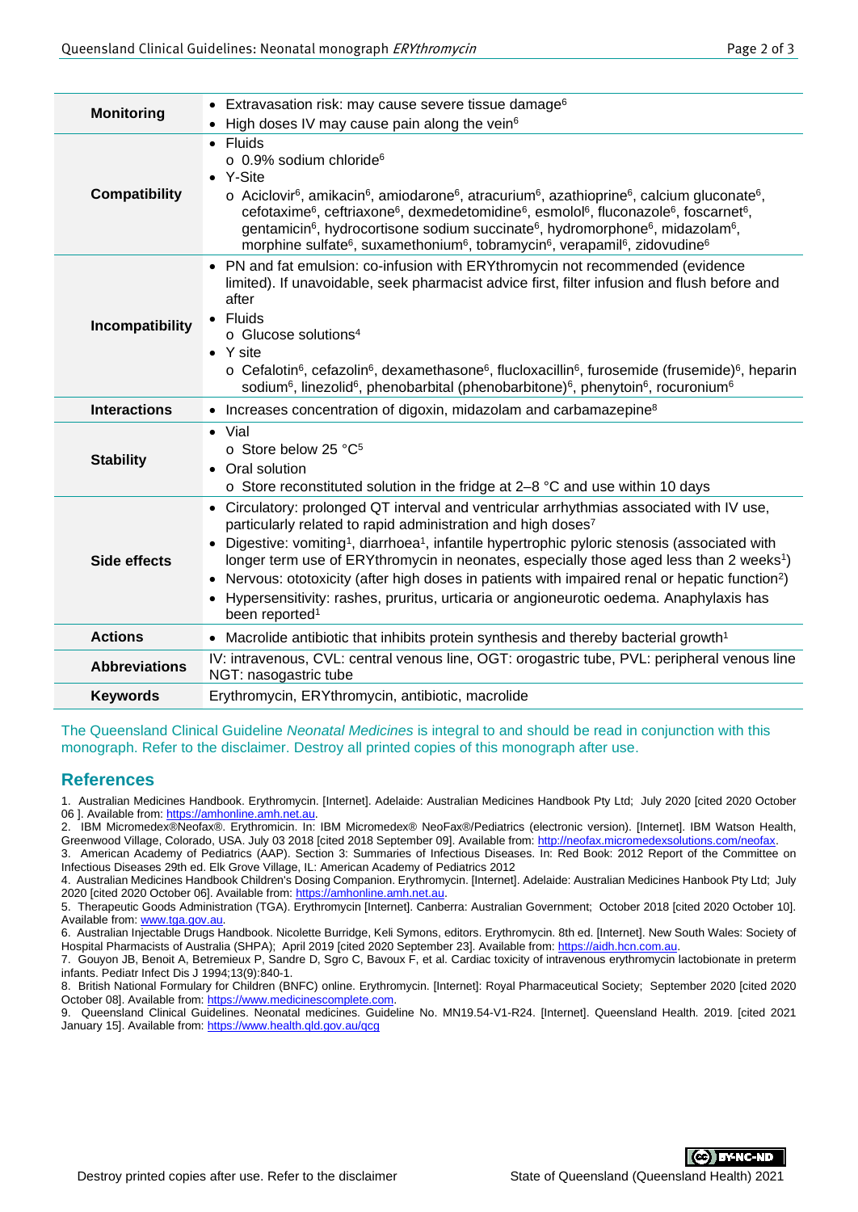| | |
|---|---|
| **Monitoring** | • Extravasation risk: may cause severe tissue damage[6]<br>• High doses IV may cause pain along the vein[6] |
| **Compatibility** | • Fluids<br>  o 0.9% sodium chloride[6]<br>• Y-Site<br>  o Aciclovir[6], amikacin[6], amiodarone[6], atracurium[6], azathioprine[6], calcium gluconate[6], cefotaxime[6], ceftriaxone[6], dexmedetomidine[6], esmolol[6], fluconazole[6], foscarnet[6], gentamicin[6], hydrocortisone sodium succinate[6], hydromorphone[6], midazolam[6], morphine sulfate[6], suxamethonium[6], tobramycin[6], verapamil[6], zidovudine[6] |
| **Incompatibility** | • PN and fat emulsion: co-infusion with ERYthromycin not recommended (evidence limited). If unavoidable, seek pharmacist advice first, filter infusion and flush before and after<br>• Fluids<br>  o Glucose solutions[4]<br>• Y site<br>  o Cefalotin[6], cefazolin[6], dexamethasone[6], flucloxacillin[6], furosemide (frusemide)[6], heparin sodium[6], linezolid[6], phenobarbital (phenobarbitone)[6], phenytoin[6], rocuronium[6] |
| **Interactions** | • Increases concentration of digoxin, midazolam and carbamazepine[8] |
| **Stability** | • Vial<br>  o Store below 25 °C[5]<br>• Oral solution<br>  o Store reconstituted solution in the fridge at 2–8 °C and use within 10 days |
| **Side effects** | • Circulatory: prolonged QT interval and ventricular arrhythmias associated with IV use, particularly related to rapid administration and high doses[7]<br>• Digestive: vomiting[1], diarrhoea[1], infantile hypertrophic pyloric stenosis (associated with longer term use of ERYthromycin in neonates, especially those aged less than 2 weeks[1])<br>• Nervous: ototoxicity (after high doses in patients with impaired renal or hepatic function[2])<br>• Hypersensitivity: rashes, pruritus, urticaria or angioneurotic oedema. Anaphylaxis has been reported[1] |
| **Actions** | • Macrolide antibiotic that inhibits protein synthesis and thereby bacterial growth[1] |
| **Abbreviations** | IV: intravenous, CVL: central venous line, OGT: orogastric tube, PVL: peripheral venous line NGT: nasogastric tube |
| **Keywords** | Erythromycin, ERYthromycin, antibiotic, macrolide |

The Queensland Clinical Guideline *Neonatal Medicines* is integral to and should be read in conjunction with this monograph. Refer to the disclaimer. Destroy all printed copies of this monograph after use.

## References

1. Australian Medicines Handbook. Erythromycin. [Internet]. Adelaide: Australian Medicines Handbook Pty Ltd; July 2020 [cited 2020 October 06 ]. Available from: https://amhonline.amh.net.au.
2. IBM Micromedex®Neofax®. Erythromicin. In: IBM Micromedex® NeoFax®/Pediatrics (electronic version). [Internet]. IBM Watson Health, Greenwood Village, Colorado, USA. July 03 2018 [cited 2018 September 09]. Available from: http://neofax.micromedexsolutions.com/neofax.
3. American Academy of Pediatrics (AAP). Section 3: Summaries of Infectious Diseases. In: Red Book: 2012 Report of the Committee on Infectious Diseases 29th ed. Elk Grove Village, IL: American Academy of Pediatrics 2012
4. Australian Medicines Handbook Children's Dosing Companion. Erythromycin. [Internet]. Adelaide: Australian Medicines Hanbook Pty Ltd; July 2020 [cited 2020 October 06]. Available from: https://amhonline.amh.net.au.
5. Therapeutic Goods Administration (TGA). Erythromycin [Internet]. Canberra: Australian Government; October 2018 [cited 2020 October 10]. Available from: www.tga.gov.au.
6. Australian Injectable Drugs Handbook. Nicolette Burridge, Keli Symons, editors. Erythromycin. 8th ed. [Internet]. New South Wales: Society of Hospital Pharmacists of Australia (SHPA); April 2019 [cited 2020 September 23]. Available from: https://aidh.hcn.com.au.
7. Gouyon JB, Benoit A, Betremieux P, Sandre D, Sgro C, Bavoux F, et al. Cardiac toxicity of intravenous erythromycin lactobionate in preterm infants. Pediatr Infect Dis J 1994;13(9):840-1.
8. British National Formulary for Children (BNFC) online. Erythromycin. [Internet]: Royal Pharmaceutical Society; September 2020 [cited 2020 October 08]. Available from: https://www.medicinescomplete.com.
9. Queensland Clinical Guidelines. Neonatal medicines. Guideline No. MN19.54-V1-R24. [Internet]. Queensland Health. 2019. [cited 2021 January 15]. Available from: https://www.health.qld.gov.au/qcg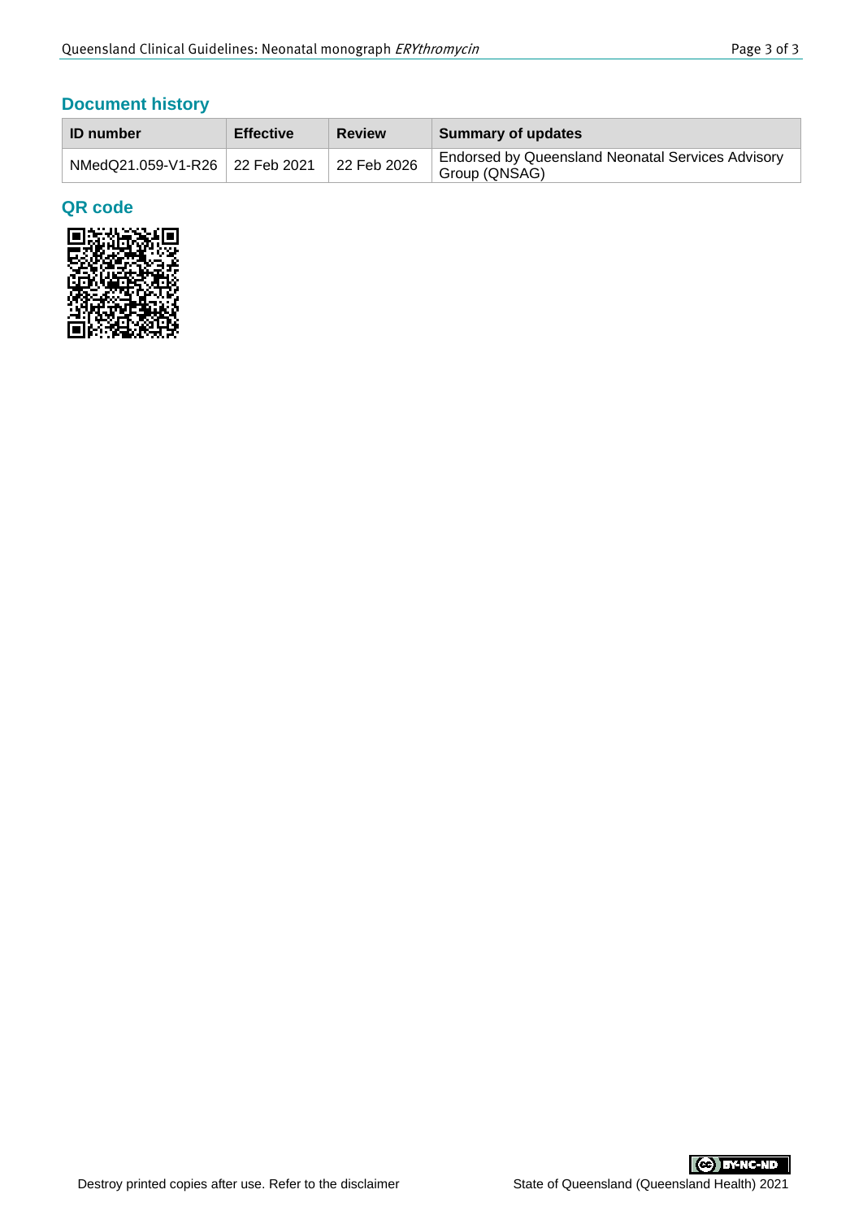## Document history

| ID number | Effective | Review | Summary of updates |
|---|---|---|---|
| NMedQ21.059-V1-R26 | 22 Feb 2021 | 22 Feb 2026 | Endorsed by Queensland Neonatal Services Advisory Group (QNSAG) |

## QR code

Destroy printed copies after use. Refer to the disclaimer

State of Queensland (Queensland Health) 2021